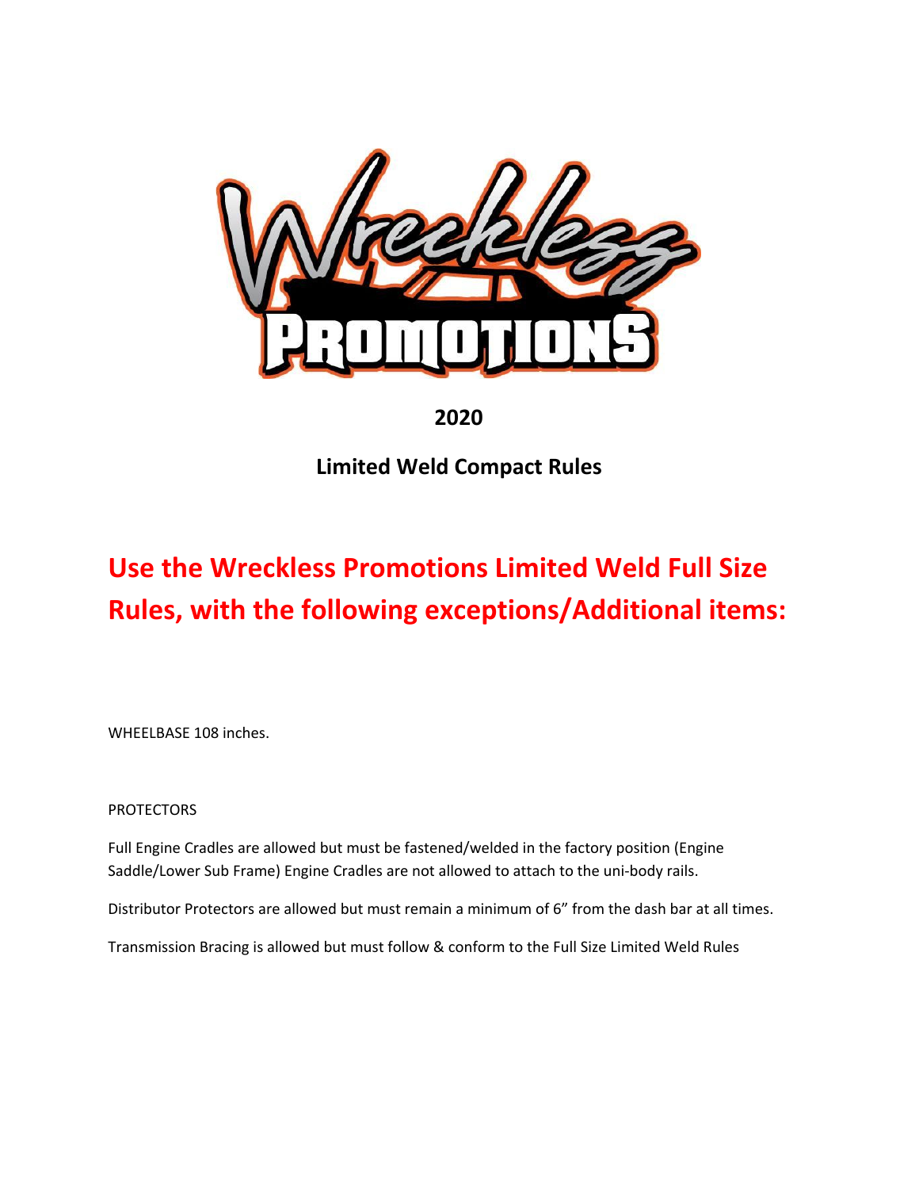# Wreckless Promotions

**2020**

**Limited Weld Compact Rules**

## Use the Wreckless Promotions Limited Weld Full Size Rules, with the following exceptions/Additional items:

WHEELBASE 108 inches.

PROTECTORS

Full Engine Cradles are allowed but must be fastened/welded in the factory position (Engine Saddle/Lower Sub Frame) Engine Cradles are not allowed to attach to the uni-body rails.

Distributor Protectors are allowed but must remain a minimum of 6" from the dash bar at all times.

Transmission Bracing is allowed but must follow & conform to the Full Size Limited Weld Rules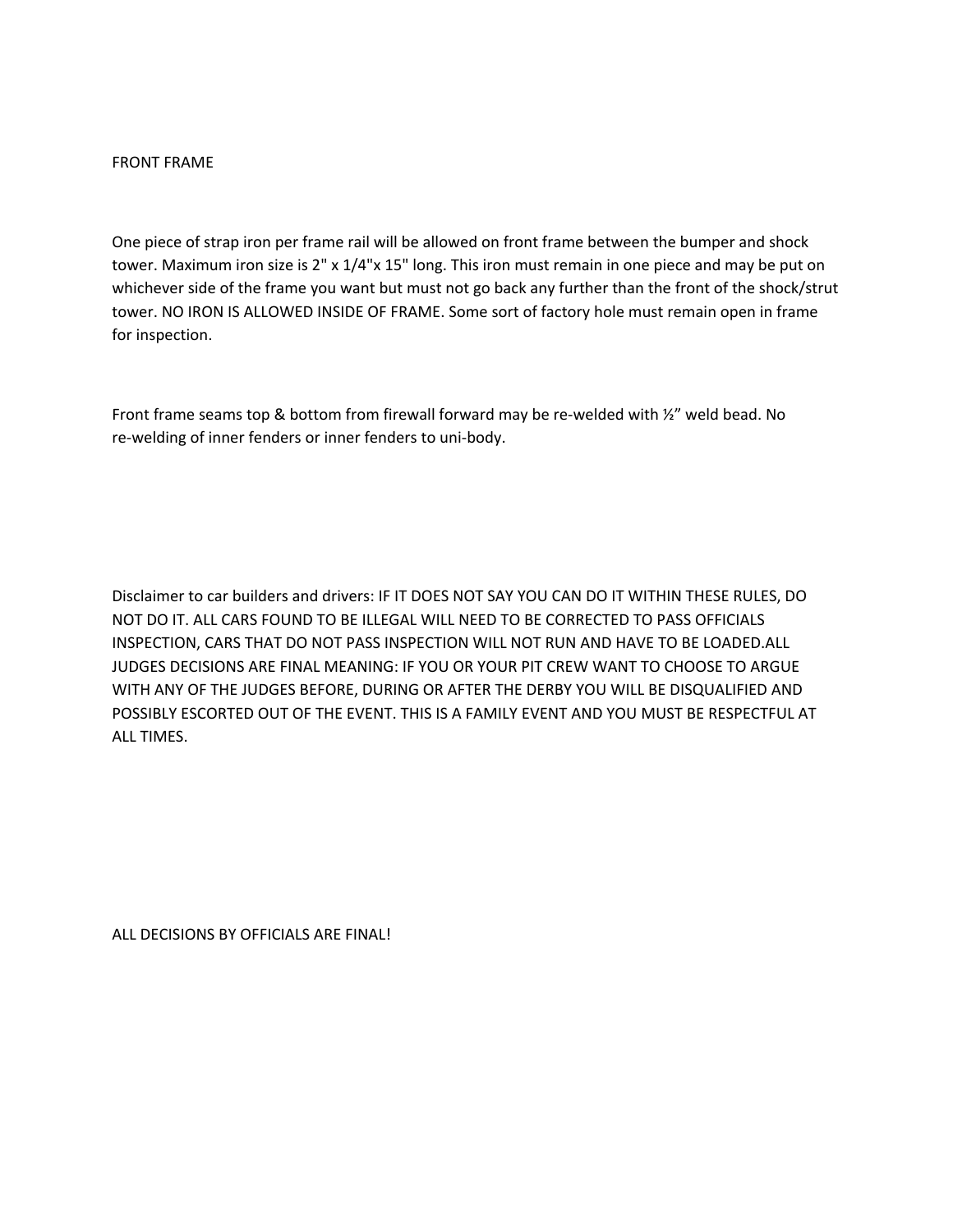FRONT FRAME

One piece of strap iron per frame rail will be allowed on front frame between the bumper and shock tower. Maximum iron size is 2" x 1/4"x 15" long. This iron must remain in one piece and may be put on whichever side of the frame you want but must not go back any further than the front of the shock/strut tower. NO IRON IS ALLOWED INSIDE OF FRAME. Some sort of factory hole must remain open in frame for inspection.

Front frame seams top & bottom from firewall forward may be re-welded with ½" weld bead. No re-welding of inner fenders or inner fenders to uni-body.

Disclaimer to car builders and drivers: IF IT DOES NOT SAY YOU CAN DO IT WITHIN THESE RULES, DO NOT DO IT. ALL CARS FOUND TO BE ILLEGAL WILL NEED TO BE CORRECTED TO PASS OFFICIALS INSPECTION, CARS THAT DO NOT PASS INSPECTION WILL NOT RUN AND HAVE TO BE LOADED.ALL JUDGES DECISIONS ARE FINAL MEANING: IF YOU OR YOUR PIT CREW WANT TO CHOOSE TO ARGUE WITH ANY OF THE JUDGES BEFORE, DURING OR AFTER THE DERBY YOU WILL BE DISQUALIFIED AND POSSIBLY ESCORTED OUT OF THE EVENT. THIS IS A FAMILY EVENT AND YOU MUST BE RESPECTFUL AT ALL TIMES.

ALL DECISIONS BY OFFICIALS ARE FINAL!